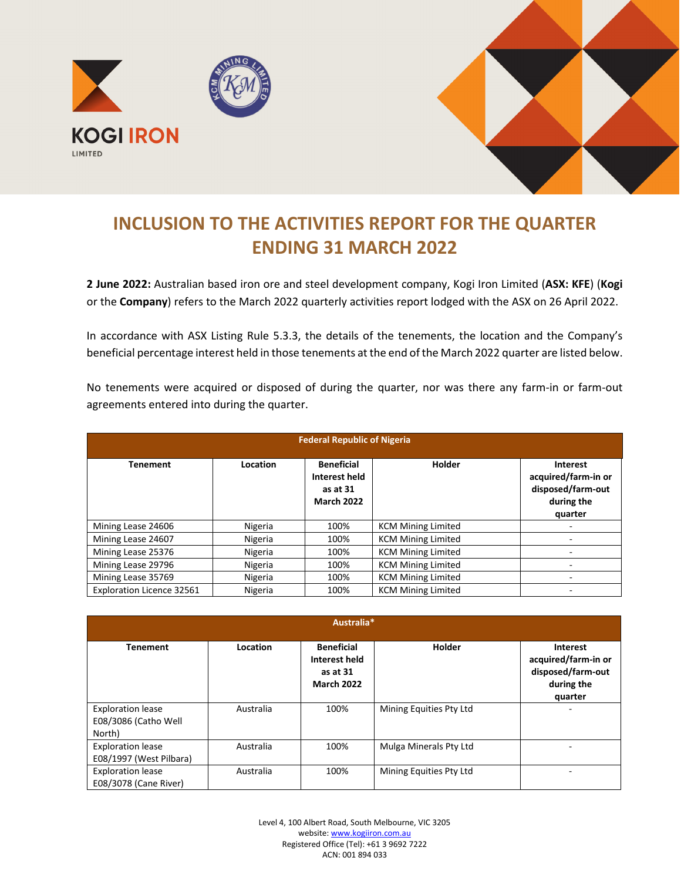# INCLUSION TO THE ACTIVITIES REPORT FOR THE QUARTER ENDING 31 MARCH 2022

**2 June 2022:** Australian based iron ore and steel development company, Kogi Iron Limited (**ASX: KFE**) (**Kogi** or the **Company**) refers to the March 2022 quarterly activities report lodged with the ASX on 26 April 2022.

In accordance with ASX Listing Rule 5.3.3, the details of the tenements, the location and the Company's beneficial percentage interest held in those tenements at the end of the March 2022 quarter are listed below.

No tenements were acquired or disposed of during the quarter, nor was there any farm-in or farm-out agreements entered into during the quarter.

| Federal Republic of Nigeria | | | | |
|---|---|---|---|---|
| **Tenement** | **Location** | **Beneficial Interest held as at 31 March 2022** | **Holder** | **Interest acquired/farm-in or disposed/farm-out during the quarter** |
| Mining Lease 24606 | Nigeria | 100% | KCM Mining Limited | - |
| Mining Lease 24607 | Nigeria | 100% | KCM Mining Limited | - |
| Mining Lease 25376 | Nigeria | 100% | KCM Mining Limited | - |
| Mining Lease 29796 | Nigeria | 100% | KCM Mining Limited | - |
| Mining Lease 35769 | Nigeria | 100% | KCM Mining Limited | - |
| Exploration Licence 32561 | Nigeria | 100% | KCM Mining Limited | - |

| Australia* | | | | |
|---|---|---|---|---|
| **Tenement** | **Location** | **Beneficial Interest held as at 31 March 2022** | **Holder** | **Interest acquired/farm-in or disposed/farm-out during the quarter** |
| Exploration lease E08/3086 (Catho Well North) | Australia | 100% | Mining Equities Pty Ltd | - |
| Exploration lease E08/1997 (West Pilbara) | Australia | 100% | Mulga Minerals Pty Ltd | - |
| Exploration lease E08/3078 (Cane River) | Australia | 100% | Mining Equities Pty Ltd | - |

Level 4, 100 Albert Road, South Melbourne, VIC 3205
website: www.kogiiron.com.au
Registered Office (Tel): +61 3 9692 7222
ACN: 001 894 033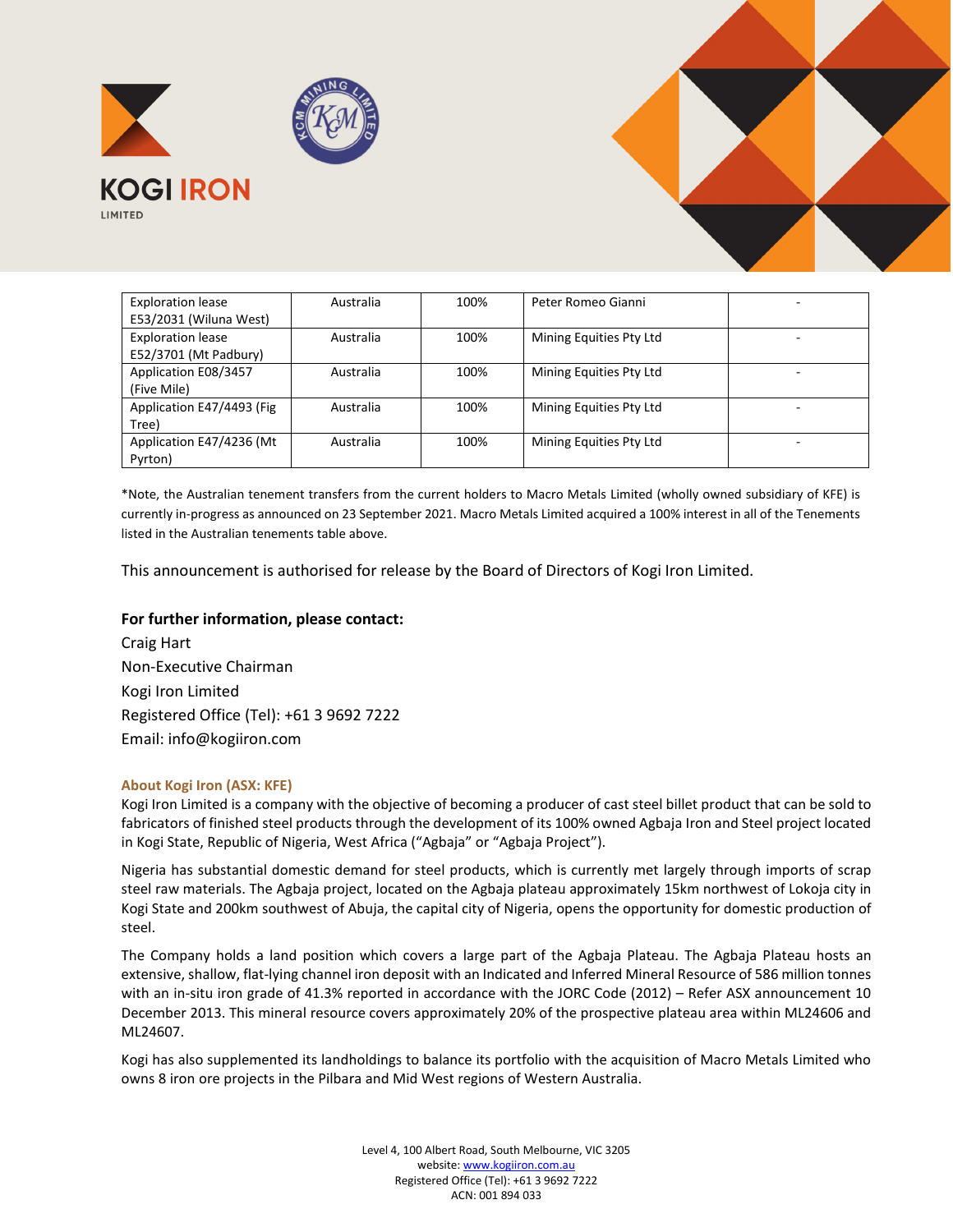| | | | | |
|---|---|---|---|---|
| Exploration lease E53/2031 (Wiluna West) | Australia | 100% | Peter Romeo Gianni | - |
| Exploration lease E52/3701 (Mt Padbury) | Australia | 100% | Mining Equities Pty Ltd | - |
| Application E08/3457 (Five Mile) | Australia | 100% | Mining Equities Pty Ltd | - |
| Application E47/4493 (Fig Tree) | Australia | 100% | Mining Equities Pty Ltd | - |
| Application E47/4236 (Mt Pyrton) | Australia | 100% | Mining Equities Pty Ltd | - |

*Note, the Australian tenement transfers from the current holders to Macro Metals Limited (wholly owned subsidiary of KFE) is currently in-progress as announced on 23 September 2021. Macro Metals Limited acquired a 100% interest in all of the Tenements listed in the Australian tenements table above.

This announcement is authorised for release by the Board of Directors of Kogi Iron Limited.

**For further information, please contact:**

Craig Hart
Non-Executive Chairman
Kogi Iron Limited
Registered Office (Tel): +61 3 9692 7222
Email: info@kogiiron.com

**About Kogi Iron (ASX: KFE)**

Kogi Iron Limited is a company with the objective of becoming a producer of cast steel billet product that can be sold to fabricators of finished steel products through the development of its 100% owned Agbaja Iron and Steel project located in Kogi State, Republic of Nigeria, West Africa ("Agbaja" or "Agbaja Project").

Nigeria has substantial domestic demand for steel products, which is currently met largely through imports of scrap steel raw materials. The Agbaja project, located on the Agbaja plateau approximately 15km northwest of Lokoja city in Kogi State and 200km southwest of Abuja, the capital city of Nigeria, opens the opportunity for domestic production of steel.

The Company holds a land position which covers a large part of the Agbaja Plateau. The Agbaja Plateau hosts an extensive, shallow, flat-lying channel iron deposit with an Indicated and Inferred Mineral Resource of 586 million tonnes with an in-situ iron grade of 41.3% reported in accordance with the JORC Code (2012) – Refer ASX announcement 10 December 2013. This mineral resource covers approximately 20% of the prospective plateau area within ML24606 and ML24607.

Kogi has also supplemented its landholdings to balance its portfolio with the acquisition of Macro Metals Limited who owns 8 iron ore projects in the Pilbara and Mid West regions of Western Australia.